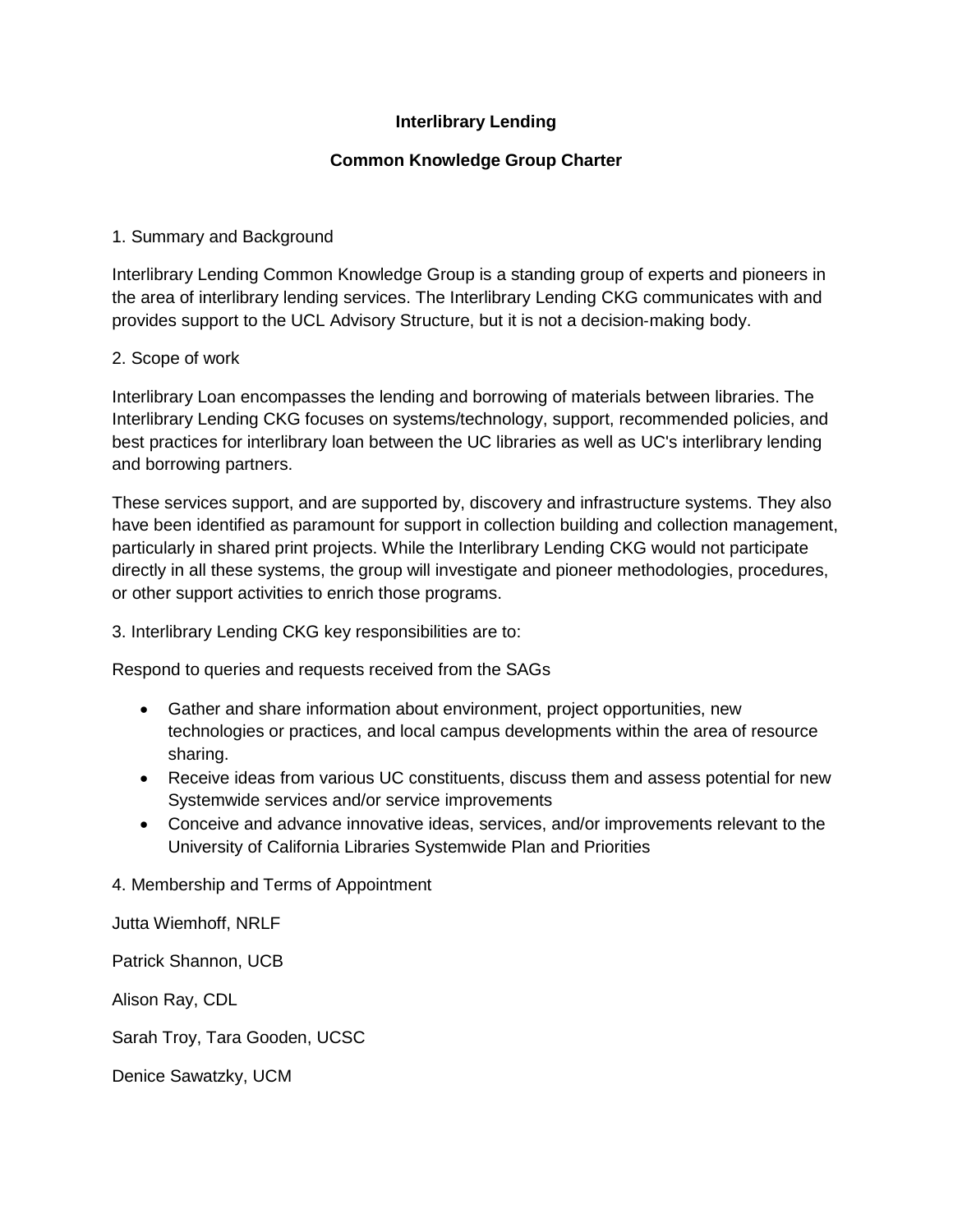# Interlibrary Lending

## Common Knowledge Group Charter

1. Summary and Background

Interlibrary Lending Common Knowledge Group is a standing group of experts and pioneers in the area of interlibrary lending services. The Interlibrary Lending CKG communicates with and provides support to the UCL Advisory Structure, but it is not a decision-making body.

2. Scope of work

Interlibrary Loan encompasses the lending and borrowing of materials between libraries. The Interlibrary Lending CKG focuses on systems/technology, support, recommended policies, and best practices for interlibrary loan between the UC libraries as well as UC's interlibrary lending and borrowing partners.

These services support, and are supported by, discovery and infrastructure systems. They also have been identified as paramount for support in collection building and collection management, particularly in shared print projects. While the Interlibrary Lending CKG would not participate directly in all these systems, the group will investigate and pioneer methodologies, procedures, or other support activities to enrich those programs.

3. Interlibrary Lending CKG key responsibilities are to:

Respond to queries and requests received from the SAGs

- Gather and share information about environment, project opportunities, new technologies or practices, and local campus developments within the area of resource sharing.
- Receive ideas from various UC constituents, discuss them and assess potential for new Systemwide services and/or service improvements
- Conceive and advance innovative ideas, services, and/or improvements relevant to the University of California Libraries Systemwide Plan and Priorities

4. Membership and Terms of Appointment

Jutta Wiemhoff, NRLF

Patrick Shannon, UCB

Alison Ray, CDL

Sarah Troy, Tara Gooden, UCSC

Denice Sawatzky, UCM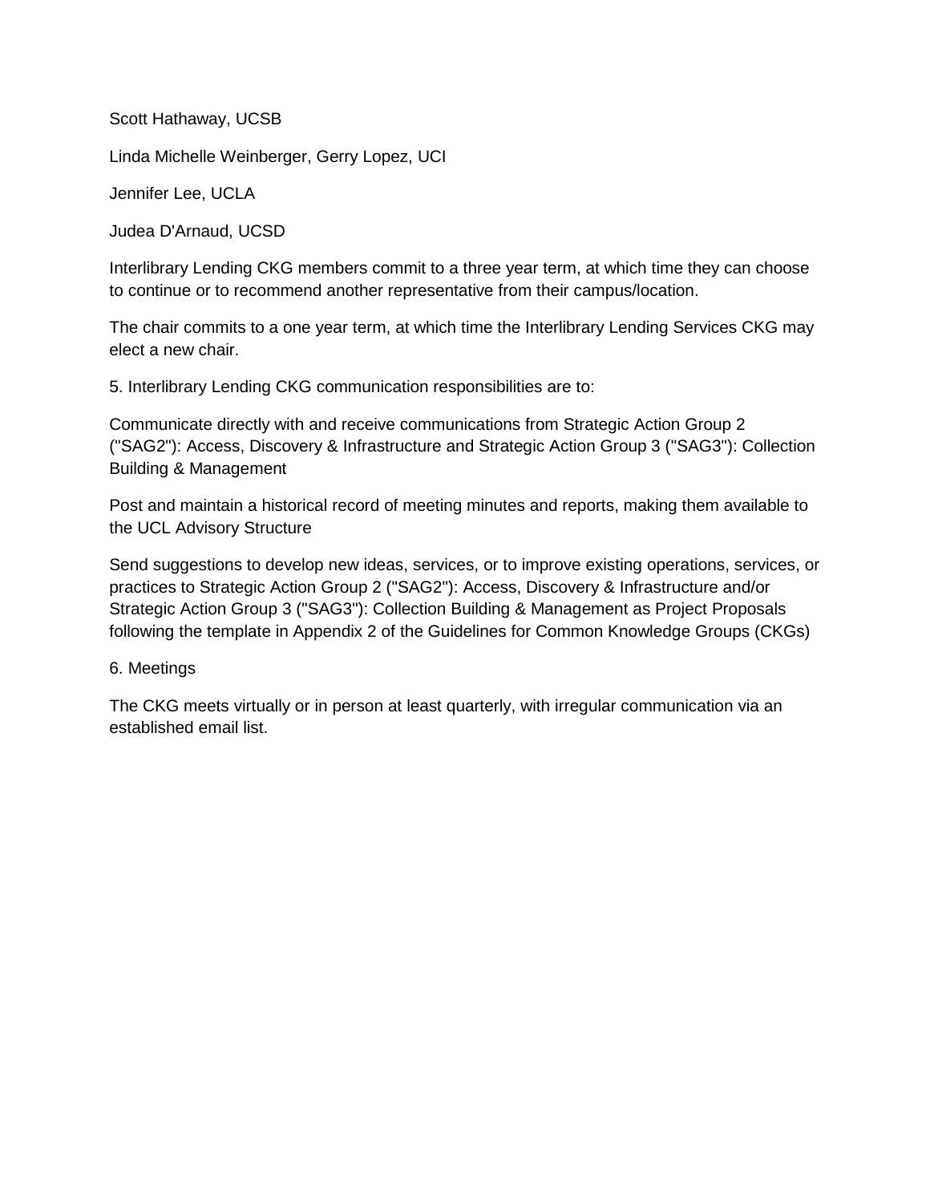Scott Hathaway, UCSB

Linda Michelle Weinberger, Gerry Lopez, UCI

Jennifer Lee, UCLA

Judea D'Arnaud, UCSD

Interlibrary Lending CKG members commit to a three year term, at which time they can choose to continue or to recommend another representative from their campus/location.

The chair commits to a one year term, at which time the Interlibrary Lending Services CKG may elect a new chair.

5. Interlibrary Lending CKG communication responsibilities are to:

Communicate directly with and receive communications from Strategic Action Group 2 ("SAG2"): Access, Discovery & Infrastructure and Strategic Action Group 3 ("SAG3"): Collection Building & Management

Post and maintain a historical record of meeting minutes and reports, making them available to the UCL Advisory Structure

Send suggestions to develop new ideas, services, or to improve existing operations, services, or practices to Strategic Action Group 2 ("SAG2"): Access, Discovery & Infrastructure and/or Strategic Action Group 3 ("SAG3"): Collection Building & Management as Project Proposals following the template in Appendix 2 of the Guidelines for Common Knowledge Groups (CKGs)

6. Meetings

The CKG meets virtually or in person at least quarterly, with irregular communication via an established email list.